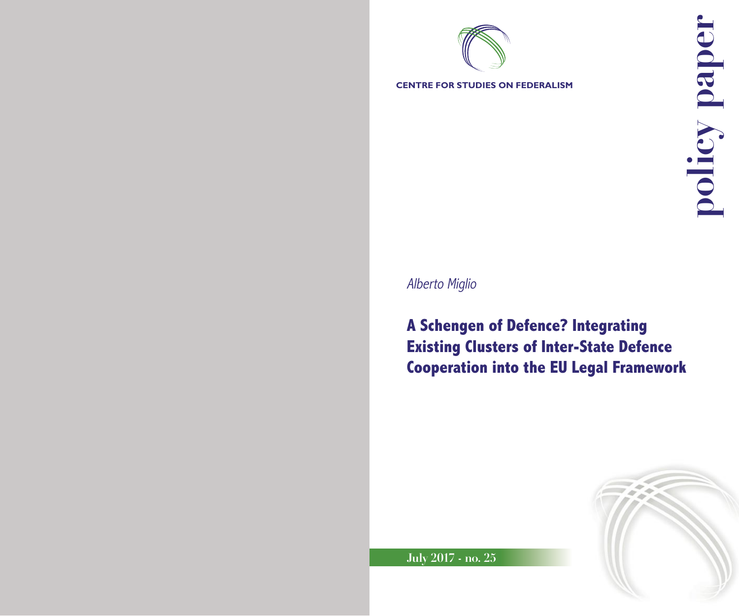CENTRE FOR STUDIES ON FEDERALISM

**policy paper**

*Alberto Miglio*

# A Schengen of Defence? Integrating Existing Clusters of Inter-State Defence Cooperation into the EU Legal Framework

July 2017 - no. 25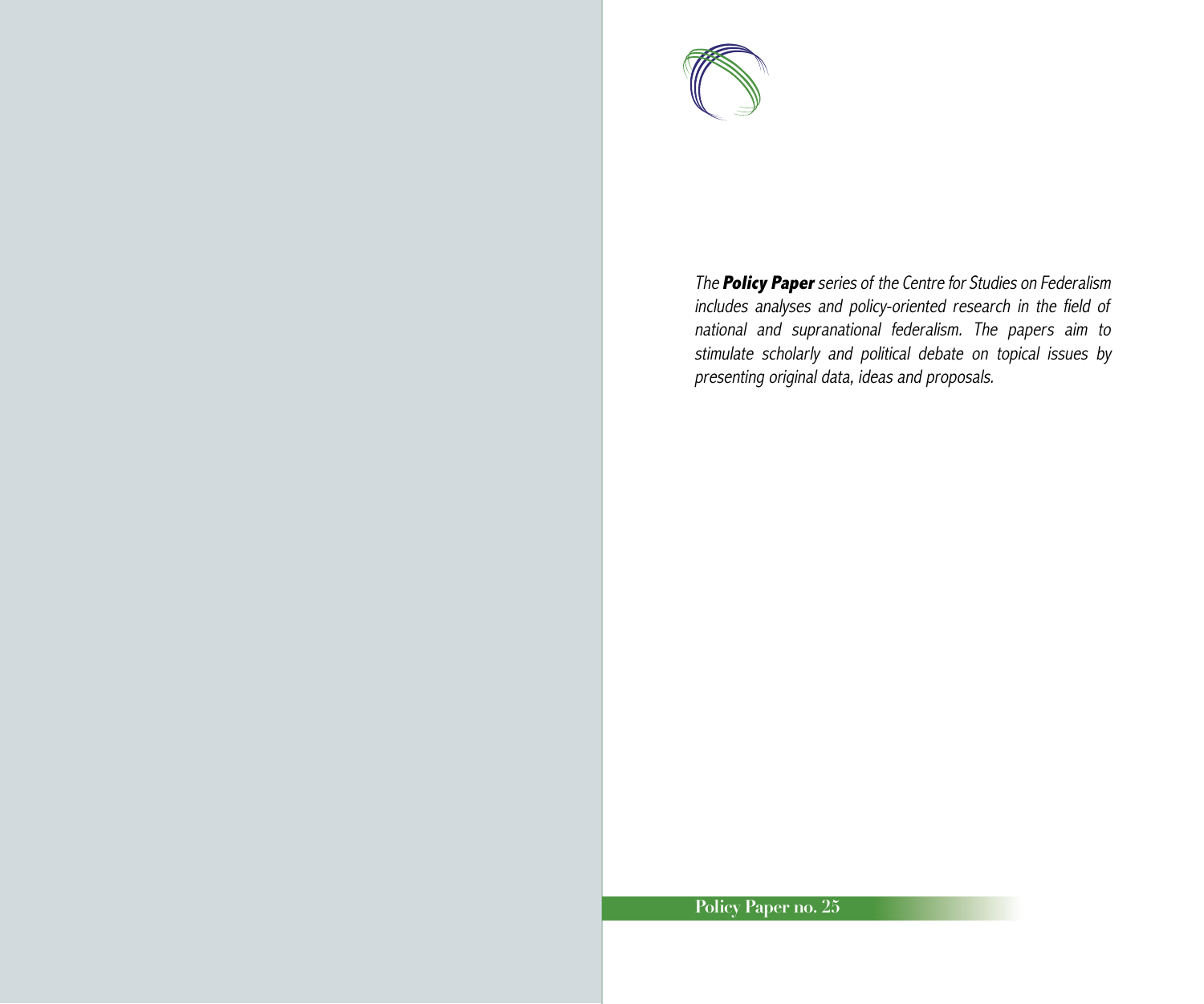*The **Policy Paper** series of the Centre for Studies on Federalism includes analyses and policy-oriented research in the field of national and supranational federalism. The papers aim to stimulate scholarly and political debate on topical issues by presenting original data, ideas and proposals.*

**Policy Paper no. 25**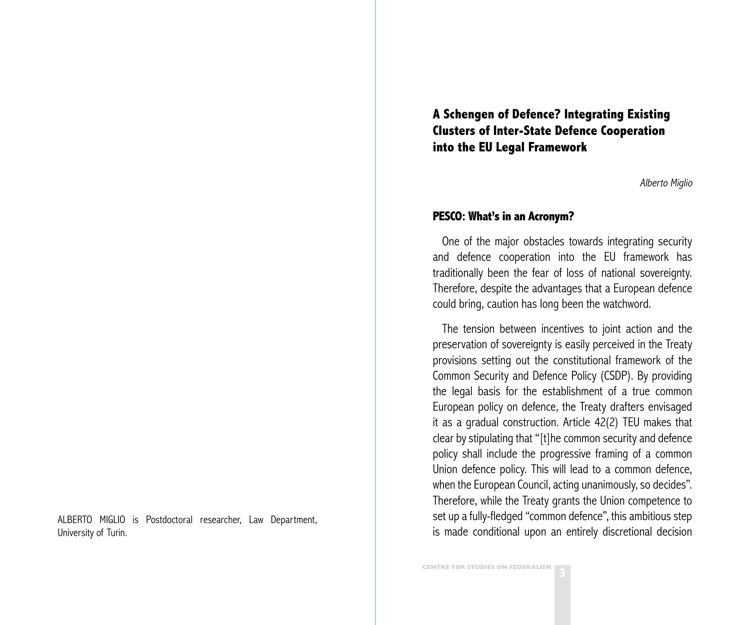ALBERTO MIGLIO is Postdoctoral researcher, Law Department, University of Turin.

# A Schengen of Defence? Integrating Existing Clusters of Inter-State Defence Cooperation into the EU Legal Framework

*Alberto Miglio*

## PESCO: What's in an Acronym?

One of the major obstacles towards integrating security and defence cooperation into the EU framework has traditionally been the fear of loss of national sovereignty. Therefore, despite the advantages that a European defence could bring, caution has long been the watchword.

The tension between incentives to joint action and the preservation of sovereignty is easily perceived in the Treaty provisions setting out the constitutional framework of the Common Security and Defence Policy (CSDP). By providing the legal basis for the establishment of a true common European policy on defence, the Treaty drafters envisaged it as a gradual construction. Article 42(2) TEU makes that clear by stipulating that "[t]he common security and defence policy shall include the progressive framing of a common Union defence policy. This will lead to a common defence, when the European Council, acting unanimously, so decides". Therefore, while the Treaty grants the Union competence to set up a fully-fledged "common defence", this ambitious step is made conditional upon an entirely discretional decision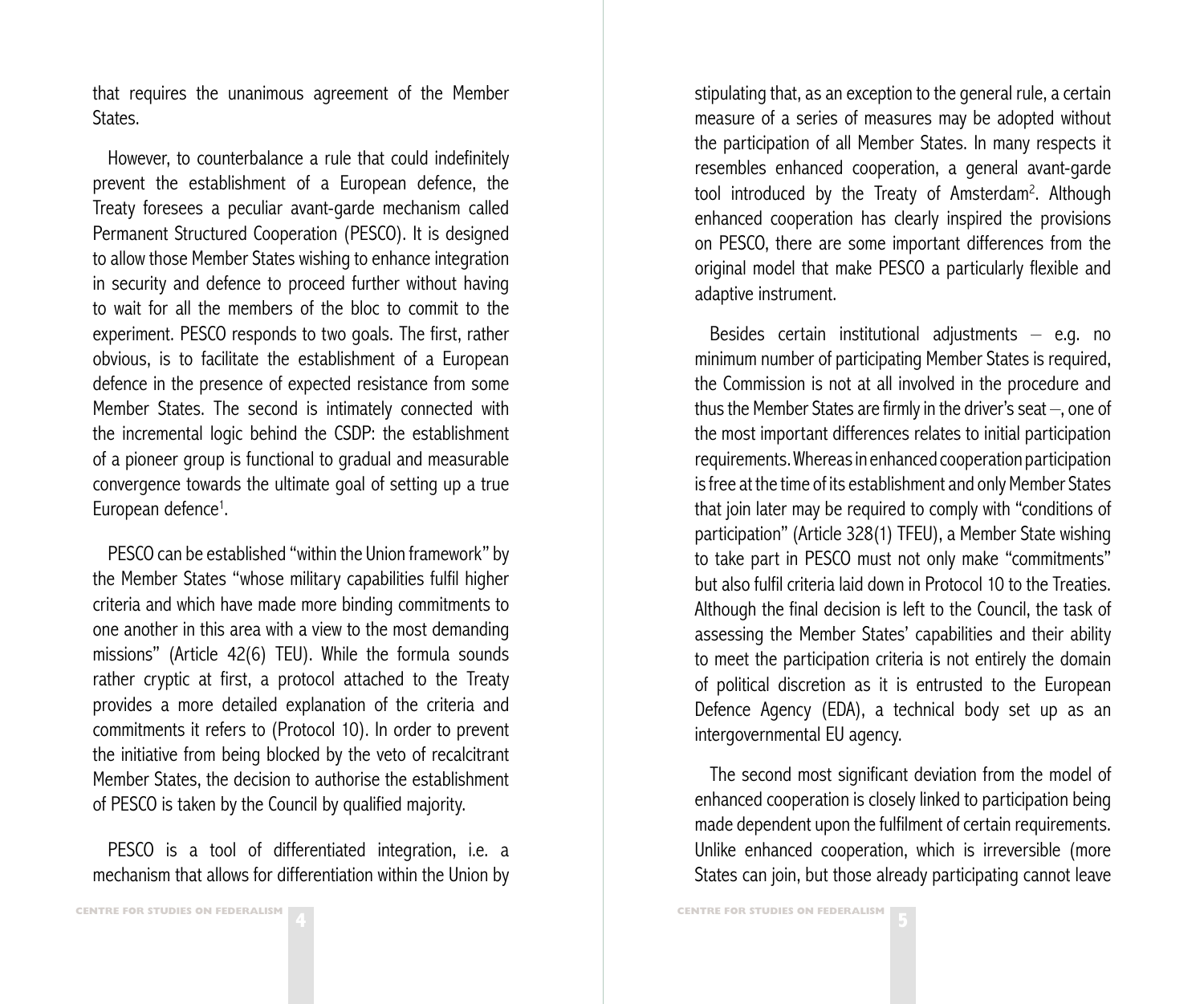that requires the unanimous agreement of the Member States.

However, to counterbalance a rule that could indefinitely prevent the establishment of a European defence, the Treaty foresees a peculiar avant-garde mechanism called Permanent Structured Cooperation (PESCO). It is designed to allow those Member States wishing to enhance integration in security and defence to proceed further without having to wait for all the members of the bloc to commit to the experiment. PESCO responds to two goals. The first, rather obvious, is to facilitate the establishment of a European defence in the presence of expected resistance from some Member States. The second is intimately connected with the incremental logic behind the CSDP: the establishment of a pioneer group is functional to gradual and measurable convergence towards the ultimate goal of setting up a true European defence[1].

PESCO can be established "within the Union framework" by the Member States "whose military capabilities fulfil higher criteria and which have made more binding commitments to one another in this area with a view to the most demanding missions" (Article 42(6) TEU). While the formula sounds rather cryptic at first, a protocol attached to the Treaty provides a more detailed explanation of the criteria and commitments it refers to (Protocol 10). In order to prevent the initiative from being blocked by the veto of recalcitrant Member States, the decision to authorise the establishment of PESCO is taken by the Council by qualified majority.

PESCO is a tool of differentiated integration, i.e. a mechanism that allows for differentiation within the Union by stipulating that, as an exception to the general rule, a certain measure of a series of measures may be adopted without the participation of all Member States. In many respects it resembles enhanced cooperation, a general avant-garde tool introduced by the Treaty of Amsterdam[2]. Although enhanced cooperation has clearly inspired the provisions on PESCO, there are some important differences from the original model that make PESCO a particularly flexible and adaptive instrument.

Besides certain institutional adjustments – e.g. no minimum number of participating Member States is required, the Commission is not at all involved in the procedure and thus the Member States are firmly in the driver's seat –, one of the most important differences relates to initial participation requirements. Whereas in enhanced cooperation participation is free at the time of its establishment and only Member States that join later may be required to comply with "conditions of participation" (Article 328(1) TFEU), a Member State wishing to take part in PESCO must not only make "commitments" but also fulfil criteria laid down in Protocol 10 to the Treaties. Although the final decision is left to the Council, the task of assessing the Member States' capabilities and their ability to meet the participation criteria is not entirely the domain of political discretion as it is entrusted to the European Defence Agency (EDA), a technical body set up as an intergovernmental EU agency.

The second most significant deviation from the model of enhanced cooperation is closely linked to participation being made dependent upon the fulfilment of certain requirements. Unlike enhanced cooperation, which is irreversible (more States can join, but those already participating cannot leave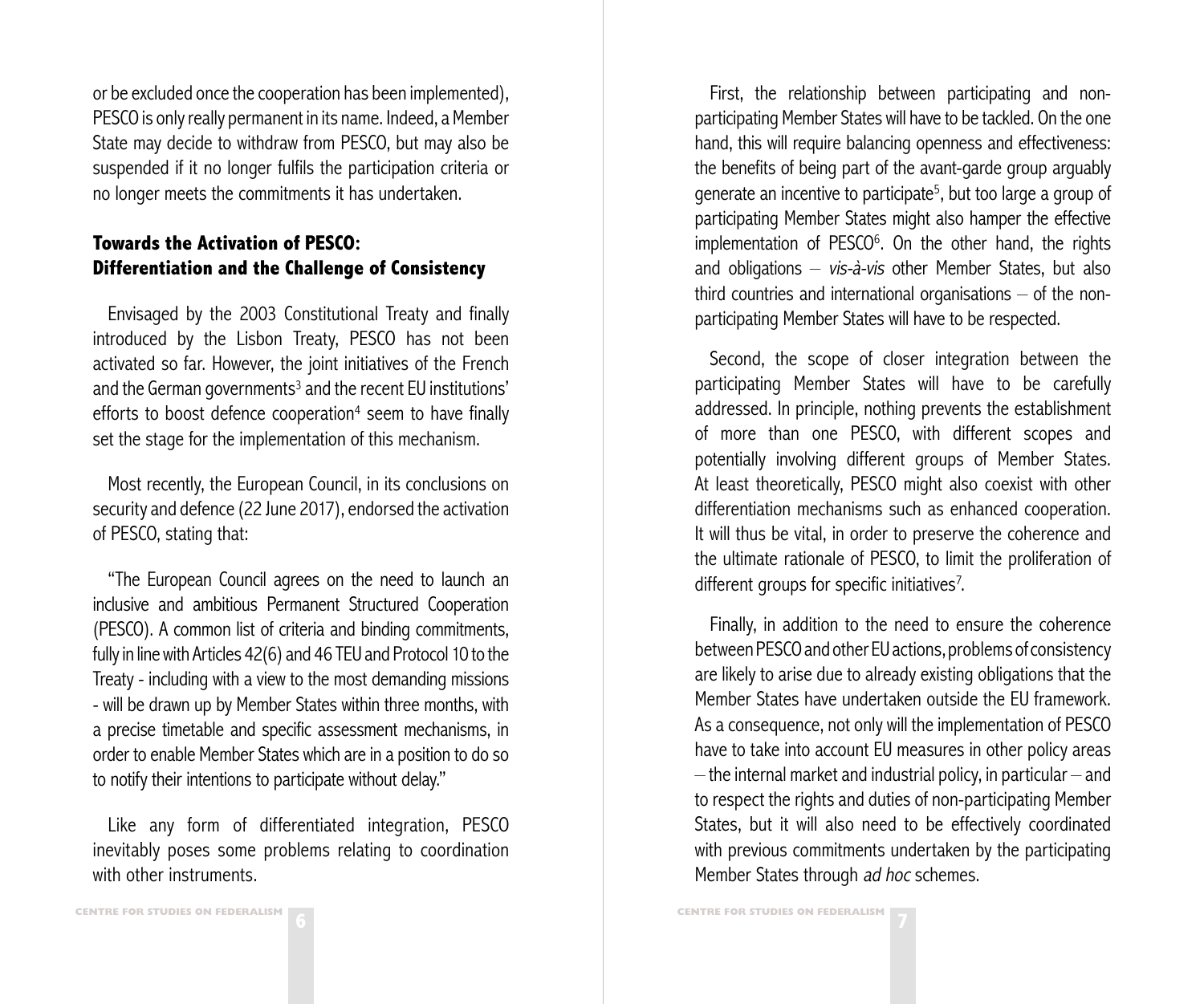or be excluded once the cooperation has been implemented), PESCO is only really permanent in its name. Indeed, a Member State may decide to withdraw from PESCO, but may also be suspended if it no longer fulfils the participation criteria or no longer meets the commitments it has undertaken.

## Towards the Activation of PESCO: Differentiation and the Challenge of Consistency

Envisaged by the 2003 Constitutional Treaty and finally introduced by the Lisbon Treaty, PESCO has not been activated so far. However, the joint initiatives of the French and the German governments[3] and the recent EU institutions' efforts to boost defence cooperation[4] seem to have finally set the stage for the implementation of this mechanism.

Most recently, the European Council, in its conclusions on security and defence (22 June 2017), endorsed the activation of PESCO, stating that:

"The European Council agrees on the need to launch an inclusive and ambitious Permanent Structured Cooperation (PESCO). A common list of criteria and binding commitments, fully in line with Articles 42(6) and 46 TEU and Protocol 10 to the Treaty - including with a view to the most demanding missions - will be drawn up by Member States within three months, with a precise timetable and specific assessment mechanisms, in order to enable Member States which are in a position to do so to notify their intentions to participate without delay."

Like any form of differentiated integration, PESCO inevitably poses some problems relating to coordination with other instruments.

First, the relationship between participating and non-participating Member States will have to be tackled. On the one hand, this will require balancing openness and effectiveness: the benefits of being part of the avant-garde group arguably generate an incentive to participate[5], but too large a group of participating Member States might also hamper the effective implementation of PESCO[6]. On the other hand, the rights and obligations – *vis-à-vis* other Member States, but also third countries and international organisations – of the non-participating Member States will have to be respected.

Second, the scope of closer integration between the participating Member States will have to be carefully addressed. In principle, nothing prevents the establishment of more than one PESCO, with different scopes and potentially involving different groups of Member States. At least theoretically, PESCO might also coexist with other differentiation mechanisms such as enhanced cooperation. It will thus be vital, in order to preserve the coherence and the ultimate rationale of PESCO, to limit the proliferation of different groups for specific initiatives[7].

Finally, in addition to the need to ensure the coherence between PESCO and other EU actions, problems of consistency are likely to arise due to already existing obligations that the Member States have undertaken outside the EU framework. As a consequence, not only will the implementation of PESCO have to take into account EU measures in other policy areas – the internal market and industrial policy, in particular – and to respect the rights and duties of non-participating Member States, but it will also need to be effectively coordinated with previous commitments undertaken by the participating Member States through *ad hoc* schemes.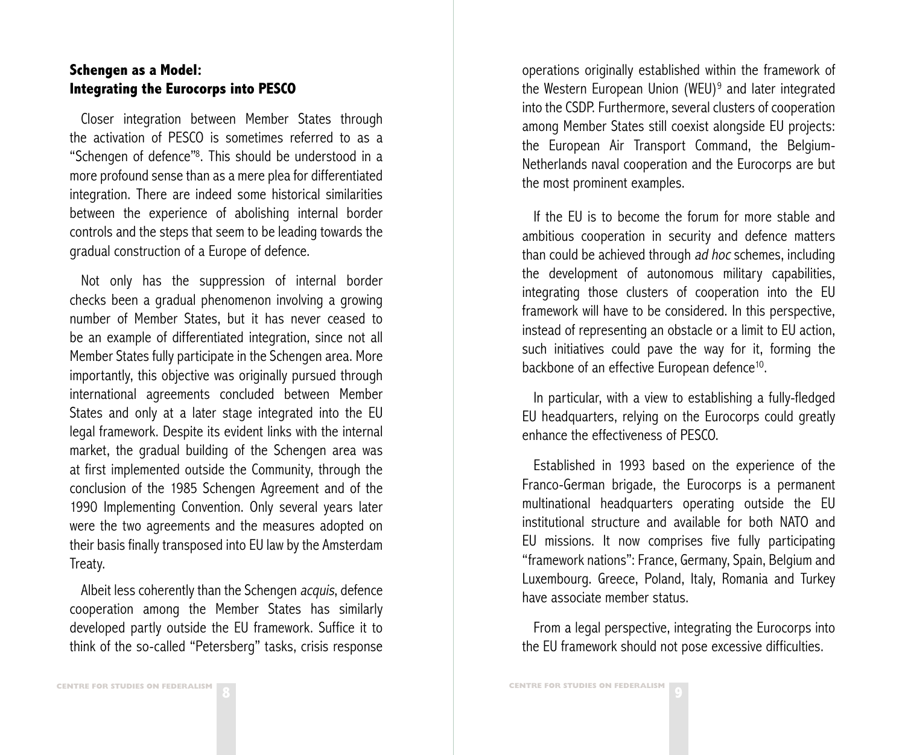## Schengen as a Model: Integrating the Eurocorps into PESCO

Closer integration between Member States through the activation of PESCO is sometimes referred to as a "Schengen of defence"[8]. This should be understood in a more profound sense than as a mere plea for differentiated integration. There are indeed some historical similarities between the experience of abolishing internal border controls and the steps that seem to be leading towards the gradual construction of a Europe of defence.

Not only has the suppression of internal border checks been a gradual phenomenon involving a growing number of Member States, but it has never ceased to be an example of differentiated integration, since not all Member States fully participate in the Schengen area. More importantly, this objective was originally pursued through international agreements concluded between Member States and only at a later stage integrated into the EU legal framework. Despite its evident links with the internal market, the gradual building of the Schengen area was at first implemented outside the Community, through the conclusion of the 1985 Schengen Agreement and of the 1990 Implementing Convention. Only several years later were the two agreements and the measures adopted on their basis finally transposed into EU law by the Amsterdam Treaty.

Albeit less coherently than the Schengen *acquis*, defence cooperation among the Member States has similarly developed partly outside the EU framework. Suffice it to think of the so-called "Petersberg" tasks, crisis response operations originally established within the framework of the Western European Union (WEU)[9] and later integrated into the CSDP. Furthermore, several clusters of cooperation among Member States still coexist alongside EU projects: the European Air Transport Command, the Belgium-Netherlands naval cooperation and the Eurocorps are but the most prominent examples.

If the EU is to become the forum for more stable and ambitious cooperation in security and defence matters than could be achieved through *ad hoc* schemes, including the development of autonomous military capabilities, integrating those clusters of cooperation into the EU framework will have to be considered. In this perspective, instead of representing an obstacle or a limit to EU action, such initiatives could pave the way for it, forming the backbone of an effective European defence[10].

In particular, with a view to establishing a fully-fledged EU headquarters, relying on the Eurocorps could greatly enhance the effectiveness of PESCO.

Established in 1993 based on the experience of the Franco-German brigade, the Eurocorps is a permanent multinational headquarters operating outside the EU institutional structure and available for both NATO and EU missions. It now comprises five fully participating "framework nations": France, Germany, Spain, Belgium and Luxembourg. Greece, Poland, Italy, Romania and Turkey have associate member status.

From a legal perspective, integrating the Eurocorps into the EU framework should not pose excessive difficulties.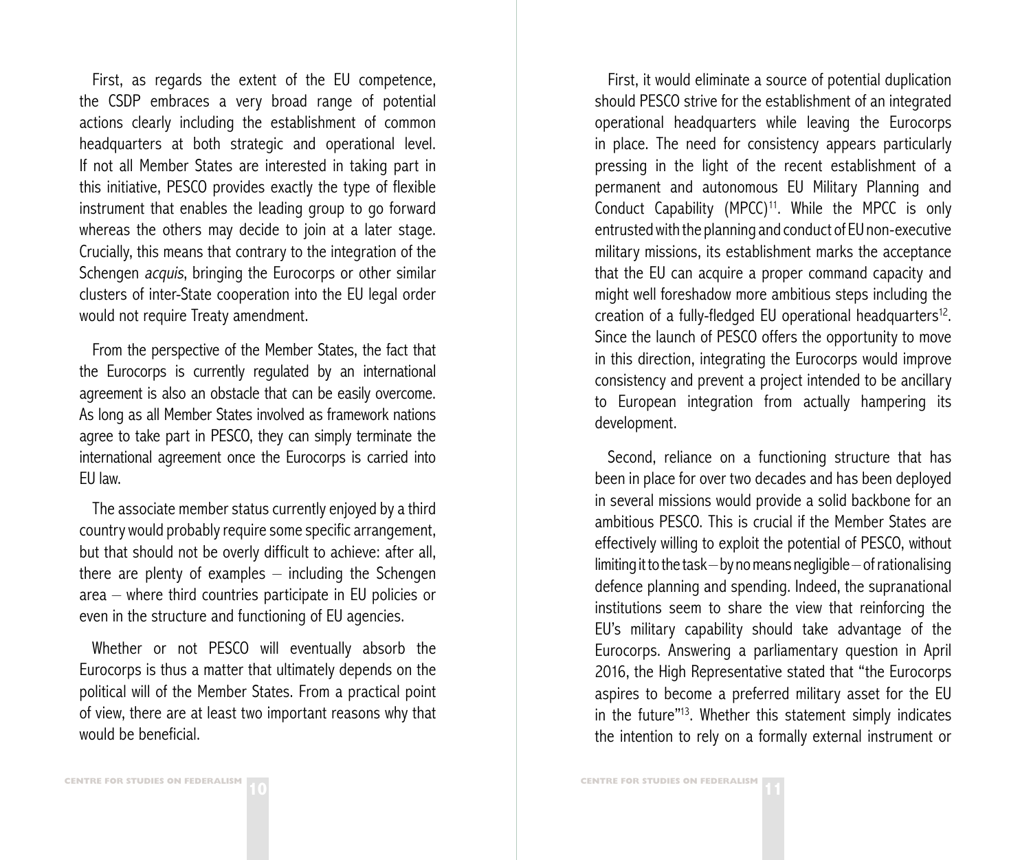First, as regards the extent of the EU competence, the CSDP embraces a very broad range of potential actions clearly including the establishment of common headquarters at both strategic and operational level. If not all Member States are interested in taking part in this initiative, PESCO provides exactly the type of flexible instrument that enables the leading group to go forward whereas the others may decide to join at a later stage. Crucially, this means that contrary to the integration of the Schengen *acquis*, bringing the Eurocorps or other similar clusters of inter-State cooperation into the EU legal order would not require Treaty amendment.

From the perspective of the Member States, the fact that the Eurocorps is currently regulated by an international agreement is also an obstacle that can be easily overcome. As long as all Member States involved as framework nations agree to take part in PESCO, they can simply terminate the international agreement once the Eurocorps is carried into EU law.

The associate member status currently enjoyed by a third country would probably require some specific arrangement, but that should not be overly difficult to achieve: after all, there are plenty of examples – including the Schengen area – where third countries participate in EU policies or even in the structure and functioning of EU agencies.

Whether or not PESCO will eventually absorb the Eurocorps is thus a matter that ultimately depends on the political will of the Member States. From a practical point of view, there are at least two important reasons why that would be beneficial.

First, it would eliminate a source of potential duplication should PESCO strive for the establishment of an integrated operational headquarters while leaving the Eurocorps in place. The need for consistency appears particularly pressing in the light of the recent establishment of a permanent and autonomous EU Military Planning and Conduct Capability (MPCC)[11]. While the MPCC is only entrusted with the planning and conduct of EU non-executive military missions, its establishment marks the acceptance that the EU can acquire a proper command capacity and might well foreshadow more ambitious steps including the creation of a fully-fledged EU operational headquarters[12]. Since the launch of PESCO offers the opportunity to move in this direction, integrating the Eurocorps would improve consistency and prevent a project intended to be ancillary to European integration from actually hampering its development.

Second, reliance on a functioning structure that has been in place for over two decades and has been deployed in several missions would provide a solid backbone for an ambitious PESCO. This is crucial if the Member States are effectively willing to exploit the potential of PESCO, without limiting it to the task – by no means negligible – of rationalising defence planning and spending. Indeed, the supranational institutions seem to share the view that reinforcing the EU's military capability should take advantage of the Eurocorps. Answering a parliamentary question in April 2016, the High Representative stated that "the Eurocorps aspires to become a preferred military asset for the EU in the future"[13]. Whether this statement simply indicates the intention to rely on a formally external instrument or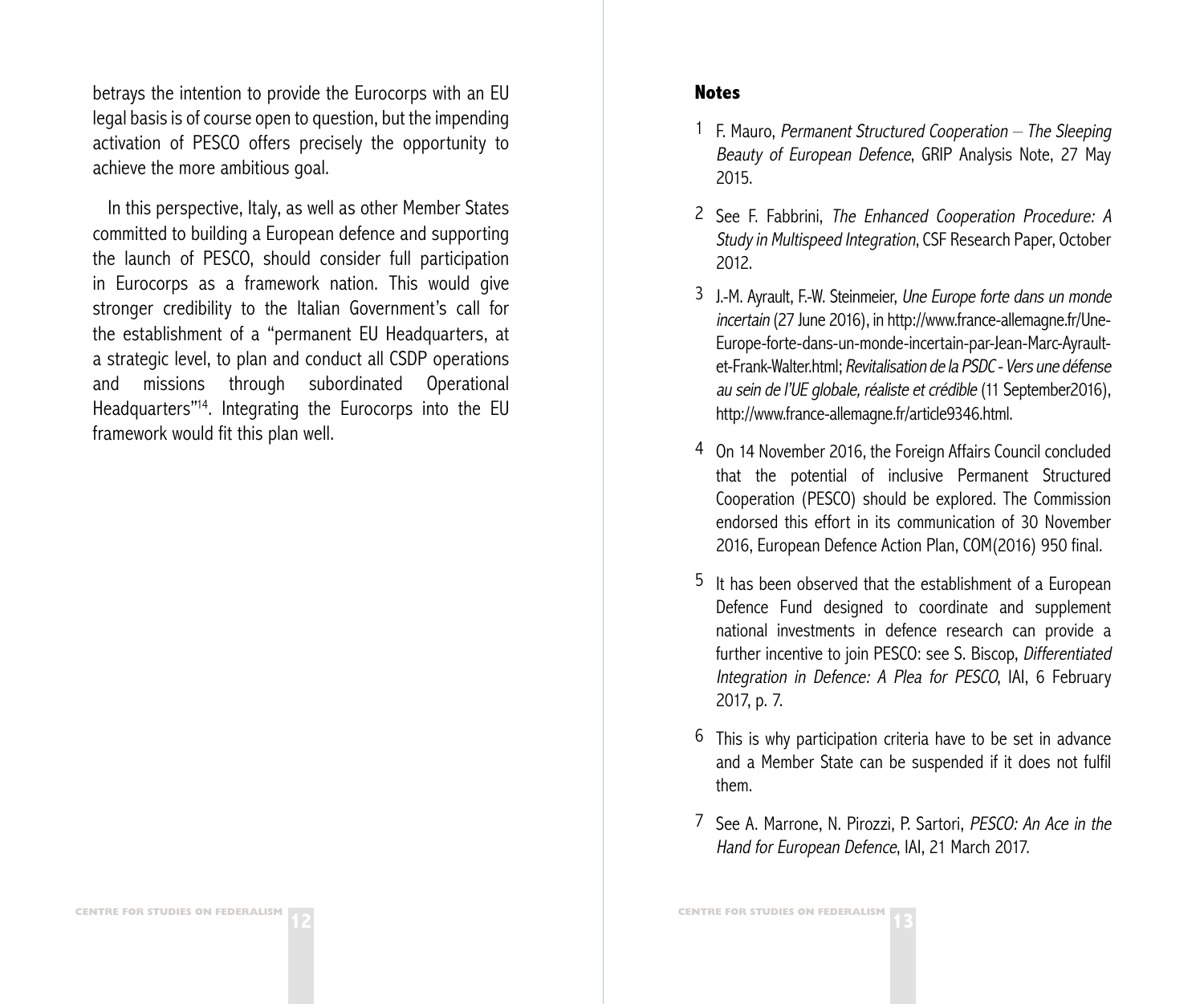betrays the intention to provide the Eurocorps with an EU legal basis is of course open to question, but the impending activation of PESCO offers precisely the opportunity to achieve the more ambitious goal.

In this perspective, Italy, as well as other Member States committed to building a European defence and supporting the launch of PESCO, should consider full participation in Eurocorps as a framework nation. This would give stronger credibility to the Italian Government's call for the establishment of a "permanent EU Headquarters, at a strategic level, to plan and conduct all CSDP operations and missions through subordinated Operational Headquarters"[14]. Integrating the Eurocorps into the EU framework would fit this plan well.

### Notes

1 F. Mauro, *Permanent Structured Cooperation – The Sleeping Beauty of European Defence*, GRIP Analysis Note, 27 May 2015.

2 See F. Fabbrini, *The Enhanced Cooperation Procedure: A Study in Multispeed Integration*, CSF Research Paper, October 2012.

3 J.-M. Ayrault, F.-W. Steinmeier, *Une Europe forte dans un monde incertain* (27 June 2016), in http://www.france-allemagne.fr/Une-Europe-forte-dans-un-monde-incertain-par-Jean-Marc-Ayrault-et-Frank-Walter.html; *Revitalisation de la PSDC - Vers une défense au sein de l'UE globale, réaliste et crédible* (11 September2016), http://www.france-allemagne.fr/article9346.html.

4 On 14 November 2016, the Foreign Affairs Council concluded that the potential of inclusive Permanent Structured Cooperation (PESCO) should be explored. The Commission endorsed this effort in its communication of 30 November 2016, European Defence Action Plan, COM(2016) 950 final.

5 It has been observed that the establishment of a European Defence Fund designed to coordinate and supplement national investments in defence research can provide a further incentive to join PESCO: see S. Biscop, *Differentiated Integration in Defence: A Plea for PESCO*, IAI, 6 February 2017, p. 7.

6 This is why participation criteria have to be set in advance and a Member State can be suspended if it does not fulfil them.

7 See A. Marrone, N. Pirozzi, P. Sartori, *PESCO: An Ace in the Hand for European Defence*, IAI, 21 March 2017.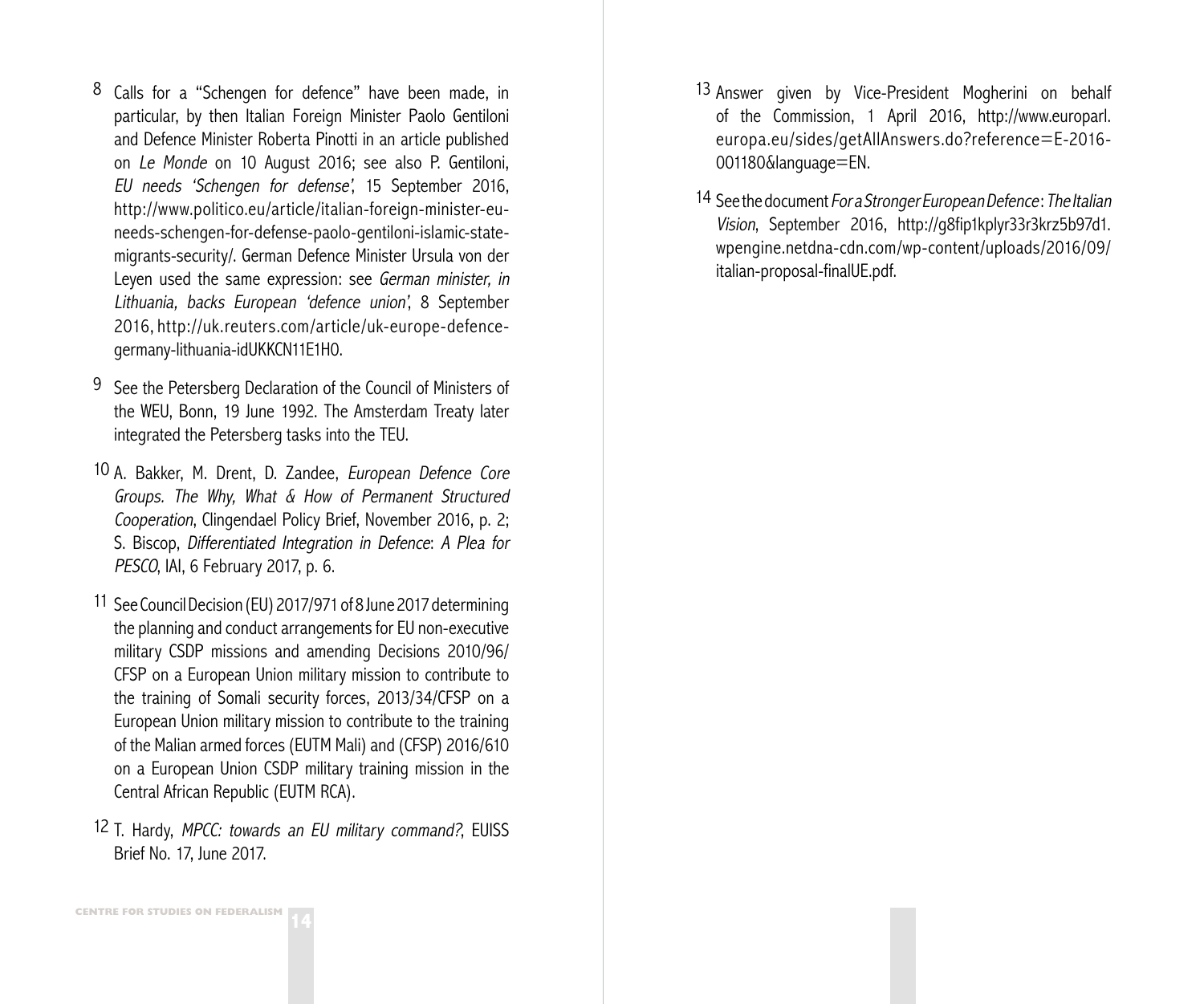8 Calls for a "Schengen for defence" have been made, in particular, by then Italian Foreign Minister Paolo Gentiloni and Defence Minister Roberta Pinotti in an article published on *Le Monde* on 10 August 2016; see also P. Gentiloni, *EU needs 'Schengen for defense'*, 15 September 2016, http://www.politico.eu/article/italian-foreign-minister-eu-needs-schengen-for-defense-paolo-gentiloni-islamic-state-migrants-security/. German Defence Minister Ursula von der Leyen used the same expression: see *German minister, in Lithuania, backs European 'defence union'*, 8 September 2016, http://uk.reuters.com/article/uk-europe-defence-germany-lithuania-idUKKCN11E1H0.

9 See the Petersberg Declaration of the Council of Ministers of the WEU, Bonn, 19 June 1992. The Amsterdam Treaty later integrated the Petersberg tasks into the TEU.

10 A. Bakker, M. Drent, D. Zandee, *European Defence Core Groups. The Why, What & How of Permanent Structured Cooperation*, Clingendael Policy Brief, November 2016, p. 2; S. Biscop, *Differentiated Integration in Defence: A Plea for PESCO*, IAI, 6 February 2017, p. 6.

11 See Council Decision (EU) 2017/971 of 8 June 2017 determining the planning and conduct arrangements for EU non-executive military CSDP missions and amending Decisions 2010/96/CFSP on a European Union military mission to contribute to the training of Somali security forces, 2013/34/CFSP on a European Union military mission to contribute to the training of the Malian armed forces (EUTM Mali) and (CFSP) 2016/610 on a European Union CSDP military training mission in the Central African Republic (EUTM RCA).

12 T. Hardy, *MPCC: towards an EU military command?*, EUISS Brief No. 17, June 2017.

13 Answer given by Vice-President Mogherini on behalf of the Commission, 1 April 2016, http://www.europarl.europa.eu/sides/getAllAnswers.do?reference=E-2016-001180&language=EN.

14 See the document *For a Stronger European Defence: The Italian Vision*, September 2016, http://g8fip1kplyr33r3krz5b97d1.wpengine.netdna-cdn.com/wp-content/uploads/2016/09/italian-proposal-finalUE.pdf.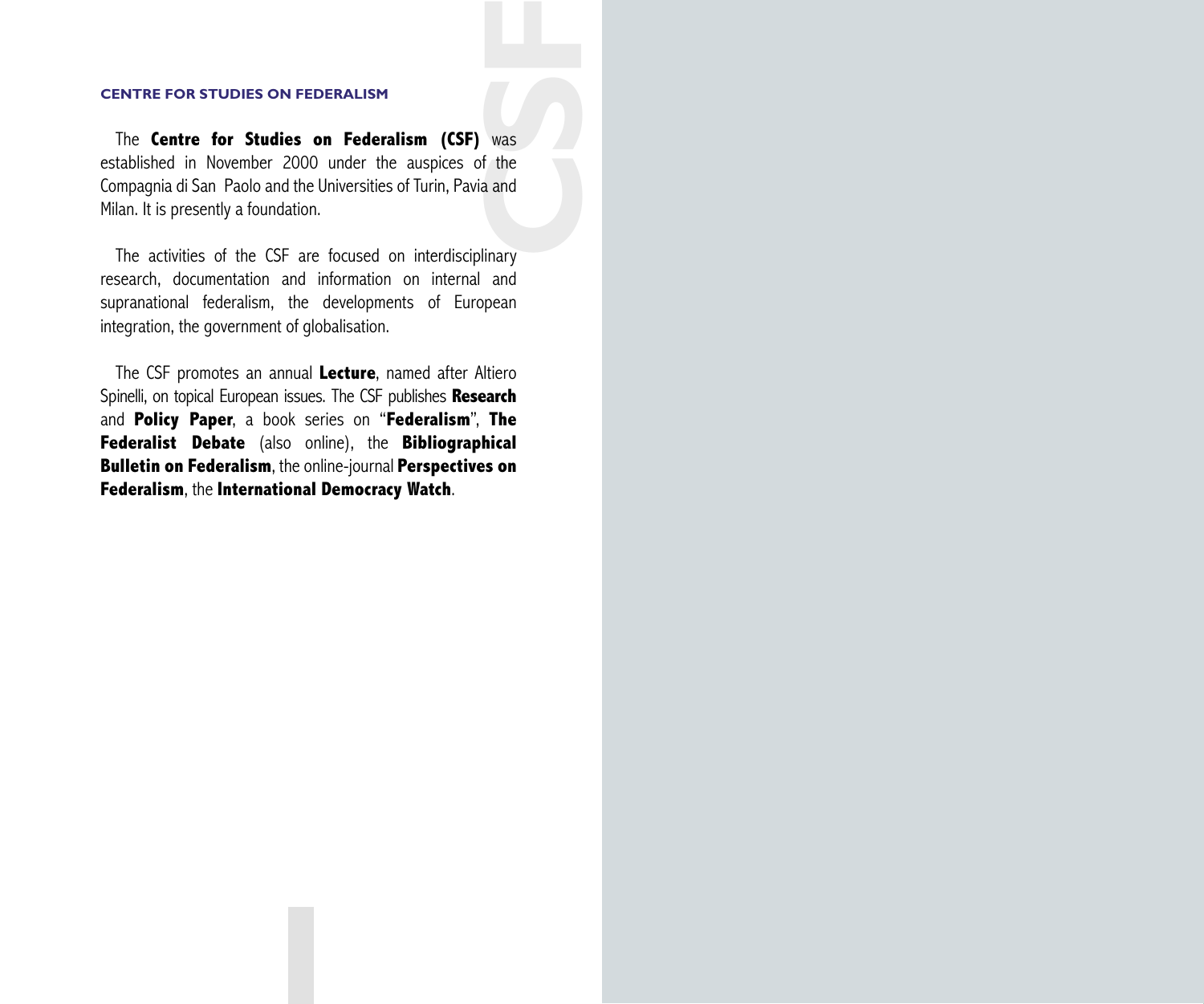## CENTRE FOR STUDIES ON FEDERALISM

The **Centre for Studies on Federalism (CSF)** was established in November 2000 under the auspices of the Compagnia di San Paolo and the Universities of Turin, Pavia and Milan. It is presently a foundation.

The activities of the CSF are focused on interdisciplinary research, documentation and information on internal and supranational federalism, the developments of European integration, the government of globalisation.

The CSF promotes an annual **Lecture**, named after Altiero Spinelli, on topical European issues. The CSF publishes **Research** and **Policy Paper**, a book series on "**Federalism**", **The Federalist Debate** (also online), the **Bibliographical Bulletin on Federalism**, the online-journal **Perspectives on Federalism**, the **International Democracy Watch**.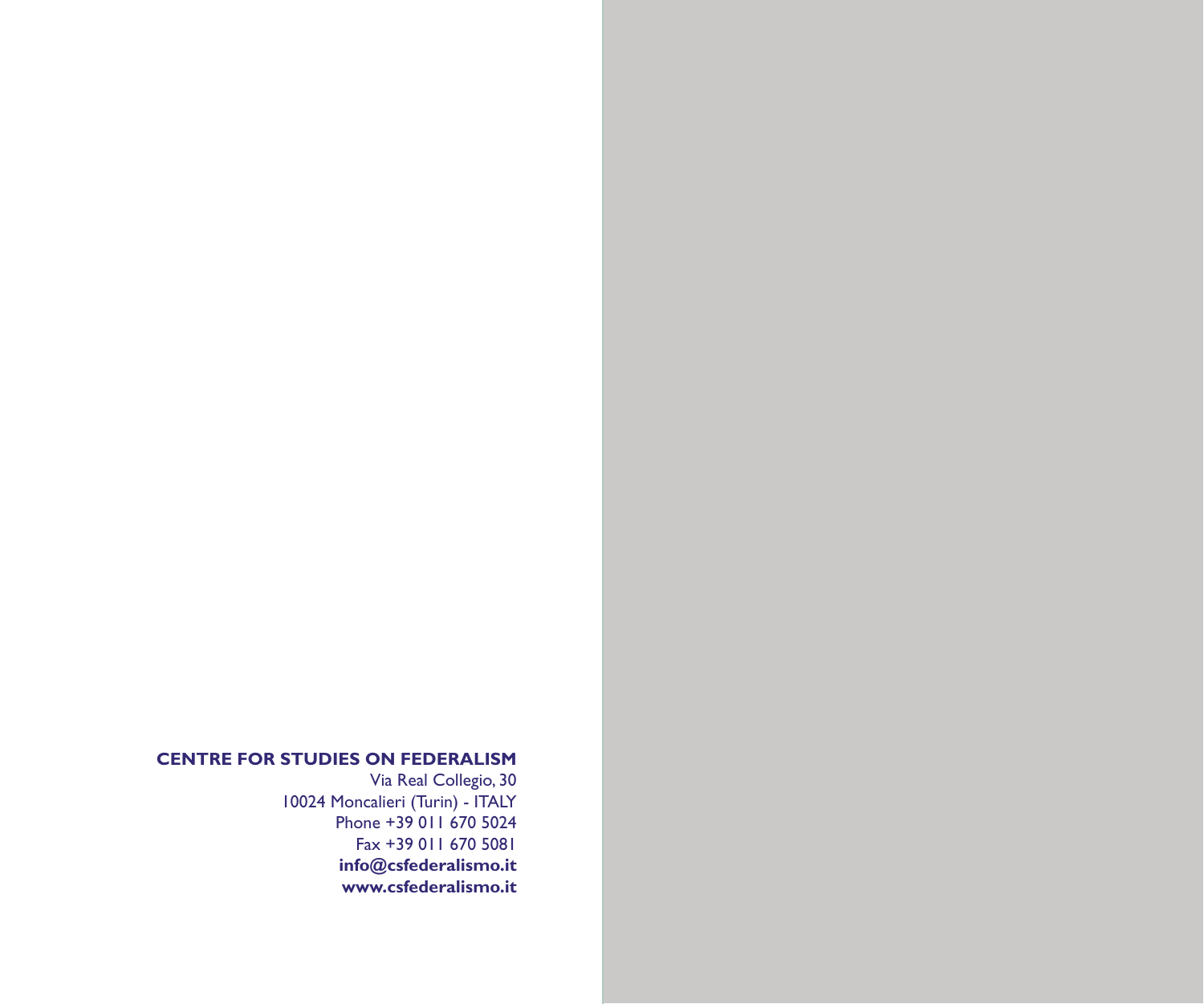**CENTRE FOR STUDIES ON FEDERALISM**

Via Real Collegio, 30
10024 Moncalieri (Turin) - ITALY
Phone +39 011 670 5024
Fax +39 011 670 5081
**info@csfederalismo.it**
**www.csfederalismo.it**